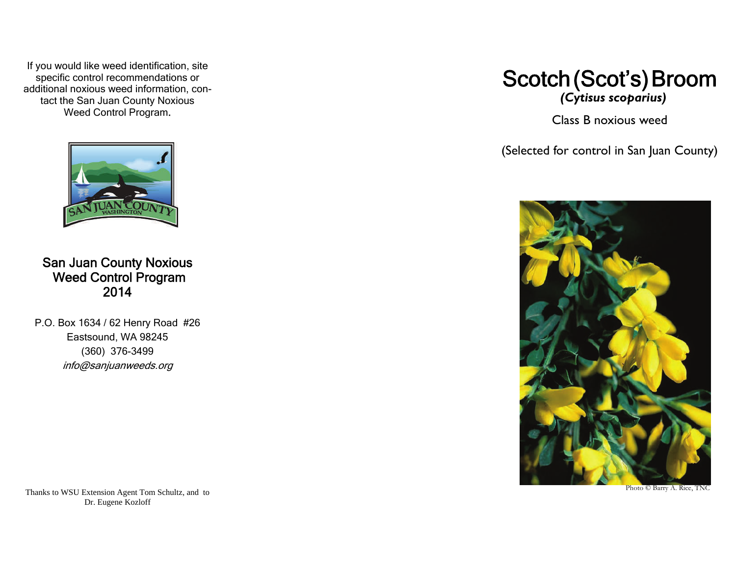If you would like weed identification, site specific control recommendations or additional noxious weed information, contact the San Juan County Noxious Weed Control Program.

## San Juan County Noxious Weed Control Program 2014

P.O. Box 1634 / 62 Henry Road #26
Eastsound, WA 98245
(360) 376-3499
*info@sanjuanweeds.org*

Thanks to WSU Extension Agent Tom Schultz, and to Dr. Eugene Kozloff

# Scotch (Scot's) Broom

***(Cytisus scoparius)***

Class B noxious weed

(Selected for control in San Juan County)

Photo © Barry A. Rice, TNC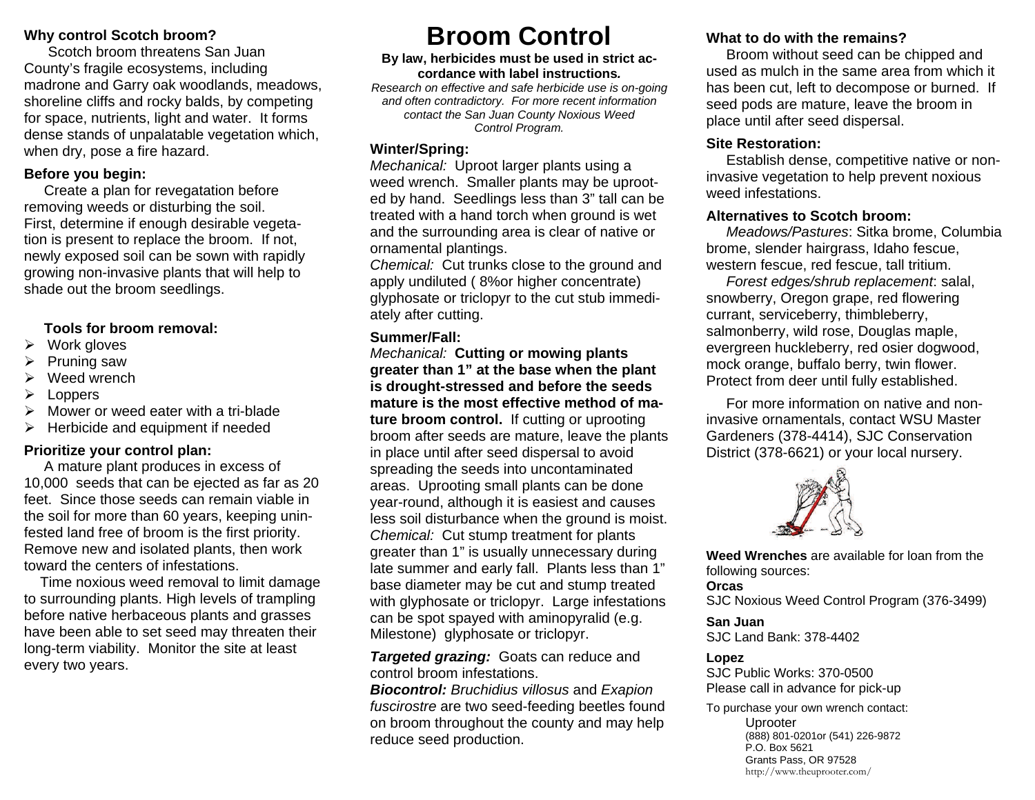## Why control Scotch broom?

Scotch broom threatens San Juan County's fragile ecosystems, including madrone and Garry oak woodlands, meadows, shoreline cliffs and rocky balds, by competing for space, nutrients, light and water. It forms dense stands of unpalatable vegetation which, when dry, pose a fire hazard.

## Before you begin:

Create a plan for revegatation before removing weeds or disturbing the soil. First, determine if enough desirable vegetation is present to replace the broom. If not, newly exposed soil can be sown with rapidly growing non-invasive plants that will help to shade out the broom seedlings.

### Tools for broom removal:

- Work gloves
- Pruning saw
- Weed wrench
- Loppers
- Mower or weed eater with a tri-blade
- Herbicide and equipment if needed

## Prioritize your control plan:

A mature plant produces in excess of 10,000 seeds that can be ejected as far as 20 feet. Since those seeds can remain viable in the soil for more than 60 years, keeping uninfested land free of broom is the first priority. Remove new and isolated plants, then work toward the centers of infestations.

Time noxious weed removal to limit damage to surrounding plants. High levels of trampling before native herbaceous plants and grasses have been able to set seed may threaten their long-term viability. Monitor the site at least every two years.

# Broom Control

**By law, herbicides must be used in strict accordance with label instructions.**

*Research on effective and safe herbicide use is on-going and often contradictory. For more recent information contact the San Juan County Noxious Weed Control Program.*

## Winter/Spring:

*Mechanical:* Uproot larger plants using a weed wrench. Smaller plants may be uprooted by hand. Seedlings less than 3" tall can be treated with a hand torch when ground is wet and the surrounding area is clear of native or ornamental plantings.

*Chemical:* Cut trunks close to the ground and apply undiluted ( 8%or higher concentrate) glyphosate or triclopyr to the cut stub immediately after cutting.

## Summer/Fall:

*Mechanical:* **Cutting or mowing plants greater than 1" at the base when the plant is drought-stressed and before the seeds mature is the most effective method of mature broom control.** If cutting or uprooting broom after seeds are mature, leave the plants in place until after seed dispersal to avoid spreading the seeds into uncontaminated areas. Uprooting small plants can be done year-round, although it is easiest and causes less soil disturbance when the ground is moist.

*Chemical:* Cut stump treatment for plants greater than 1" is usually unnecessary during late summer and early fall. Plants less than 1" base diameter may be cut and stump treated with glyphosate or triclopyr. Large infestations can be spot spayed with aminopyralid (e.g. Milestone) glyphosate or triclopyr.

***Targeted grazing:*** Goats can reduce and control broom infestations.

***Biocontrol:*** *Bruchidius villosus* and *Exapion fuscirostre* are two seed-feeding beetles found on broom throughout the county and may help reduce seed production.

## What to do with the remains?

Broom without seed can be chipped and used as mulch in the same area from which it has been cut, left to decompose or burned. If seed pods are mature, leave the broom in place until after seed dispersal.

## Site Restoration:

Establish dense, competitive native or non-invasive vegetation to help prevent noxious weed infestations.

## Alternatives to Scotch broom:

*Meadows/Pastures*: Sitka brome, Columbia brome, slender hairgrass, Idaho fescue, western fescue, red fescue, tall tritium.

*Forest edges/shrub replacement*: salal, snowberry, Oregon grape, red flowering currant, serviceberry, thimbleberry, salmonberry, wild rose, Douglas maple, evergreen huckleberry, red osier dogwood, mock orange, buffalo berry, twin flower. Protect from deer until fully established.

For more information on native and non-invasive ornamentals, contact WSU Master Gardeners (378-4414), SJC Conservation District (378-6621) or your local nursery.

**Weed Wrenches** are available for loan from the following sources:

**Orcas**
SJC Noxious Weed Control Program (376-3499)

**San Juan**
SJC Land Bank: 378-4402

**Lopez**
SJC Public Works: 370-0500
Please call in advance for pick-up

To purchase your own wrench contact:

Uprooter
(888) 801-0201or (541) 226-9872
P.O. Box 5621
Grants Pass, OR 97528
http://www.theuprooter.com/